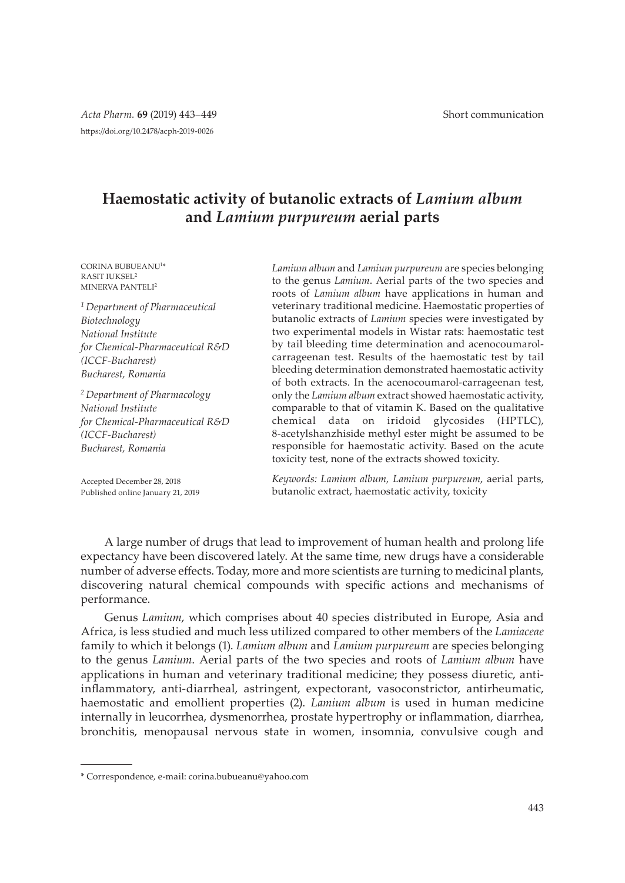Short communication

# Haemostatic activity of butanolic extracts of *Lamium album* and *Lamium purpureum* aerial parts

CORINA BUBUEANU[1*]
RASIT IUKSEL[2]
MINERVA PANTELI[2]

[1] *Department of Pharmaceutical Biotechnology National Institute for Chemical-Pharmaceutical R&D (ICCF-Bucharest) Bucharest, Romania*

[2] *Department of Pharmacology National Institute for Chemical-Pharmaceutical R&D (ICCF-Bucharest) Bucharest, Romania*

Accepted December 28, 2018
Published online January 21, 2019

*Lamium album* and *Lamium purpureum* are species belonging to the genus *Lamium*. Aerial parts of the two species and roots of *Lamium album* have applications in human and veterinary traditional medicine. Haemostatic properties of butanolic extracts of *Lamium* species were investigated by two experimental models in Wistar rats: haemostatic test by tail bleeding time determination and acenocoumarol-carrageenan test. Results of the haemostatic test by tail bleeding determination demonstrated haemostatic activity of both extracts. In the acenocoumarol-carrageenan test, only the *Lamium album* extract showed haemostatic activity, comparable to that of vitamin K. Based on the qualitative chemical data on iridoid glycosides (HPTLC), 8-acetylshanzhiside methyl ester might be assumed to be responsible for haemostatic activity. Based on the acute toxicity test, none of the extracts showed toxicity.

*Keywords: Lamium album, Lamium purpureum*, aerial parts, butanolic extract, haemostatic activity, toxicity

A large number of drugs that lead to improvement of human health and prolong life expectancy have been discovered lately. At the same time, new drugs have a considerable number of adverse effects. Today, more and more scientists are turning to medicinal plants, discovering natural chemical compounds with specific actions and mechanisms of performance.

Genus *Lamium*, which comprises about 40 species distributed in Europe, Asia and Africa, is less studied and much less utilized compared to other members of the *Lamiaceae* family to which it belongs (1). *Lamium album* and *Lamium purpureum* are species belonging to the genus *Lamium*. Aerial parts of the two species and roots of *Lamium album* have applications in human and veterinary traditional medicine; they possess diuretic, anti-inflammatory, anti-diarrheal, astringent, expectorant, vasoconstrictor, antirheumatic, haemostatic and emollient properties (2). *Lamium album* is used in human medicine internally in leucorrhea, dysmenorrhea, prostate hypertrophy or inflammation, diarrhea, bronchitis, menopausal nervous state in women, insomnia, convulsive cough and

* Correspondence, e-mail: corina.bubueanu@yahoo.com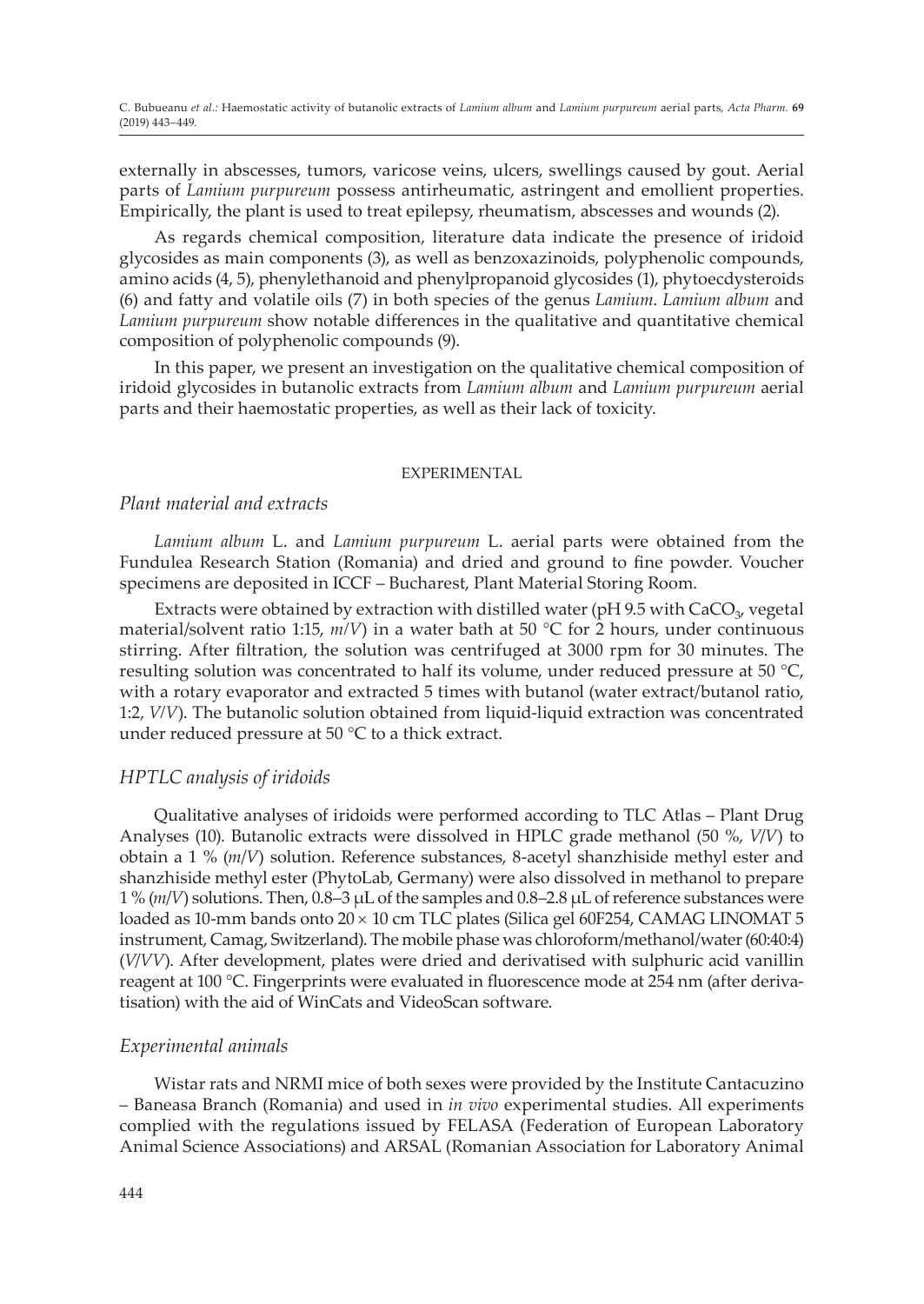externally in abscesses, tumors, varicose veins, ulcers, swellings caused by gout. Aerial parts of *Lamium purpureum* possess antirheumatic, astringent and emollient properties. Empirically, the plant is used to treat epilepsy, rheumatism, abscesses and wounds (2).

As regards chemical composition, literature data indicate the presence of iridoid glycosides as main components (3), as well as benzoxazinoids, polyphenolic compounds, amino acids (4, 5), phenylethanoid and phenylpropanoid glycosides (1), phytoecdysteroids (6) and fatty and volatile oils (7) in both species of the genus *Lamium*. *Lamium album* and *Lamium purpureum* show notable differences in the qualitative and quantitative chemical composition of polyphenolic compounds (9).

In this paper, we present an investigation on the qualitative chemical composition of iridoid glycosides in butanolic extracts from *Lamium album* and *Lamium purpureum* aerial parts and their haemostatic properties, as well as their lack of toxicity.

## EXPERIMENTAL

### *Plant material and extracts*

*Lamium album* L. and *Lamium purpureum* L. aerial parts were obtained from the Fundulea Research Station (Romania) and dried and ground to fine powder. Voucher specimens are deposited in ICCF – Bucharest, Plant Material Storing Room.

Extracts were obtained by extraction with distilled water (pH 9.5 with $CaCO_3$, vegetal material/solvent ratio 1:15, *m*/*V*) in a water bath at 50 °C for 2 hours, under continuous stirring. After filtration, the solution was centrifuged at 3000 rpm for 30 minutes. The resulting solution was concentrated to half its volume, under reduced pressure at 50 °C, with a rotary evaporator and extracted 5 times with butanol (water extract/butanol ratio, 1:2, *V*/*V*). The butanolic solution obtained from liquid-liquid extraction was concentrated under reduced pressure at 50 °C to a thick extract.

### *HPTLC analysis of iridoids*

Qualitative analyses of iridoids were performed according to TLC Atlas – Plant Drug Analyses (10). Butanolic extracts were dissolved in HPLC grade methanol (50 %, *V*/*V*) to obtain a 1 % (*m*/*V*) solution. Reference substances, 8-acetyl shanzhiside methyl ester and shanzhiside methyl ester (PhytoLab, Germany) were also dissolved in methanol to prepare 1 % (*m*/*V*) solutions. Then, 0.8–3 μL of the samples and 0.8–2.8 μL of reference substances were loaded as 10-mm bands onto 20 × 10 cm TLC plates (Silica gel 60F254, CAMAG LINOMAT 5 instrument, Camag, Switzerland). The mobile phase was chloroform/methanol/water (60:40:4) (*V*/*V*/*V*). After development, plates were dried and derivatised with sulphuric acid vanillin reagent at 100 °C. Fingerprints were evaluated in fluorescence mode at 254 nm (after derivatisation) with the aid of WinCats and VideoScan software.

### *Experimental animals*

Wistar rats and NRMI mice of both sexes were provided by the Institute Cantacuzino – Baneasa Branch (Romania) and used in *in vivo* experimental studies. All experiments complied with the regulations issued by FELASA (Federation of European Laboratory Animal Science Associations) and ARSAL (Romanian Association for Laboratory Animal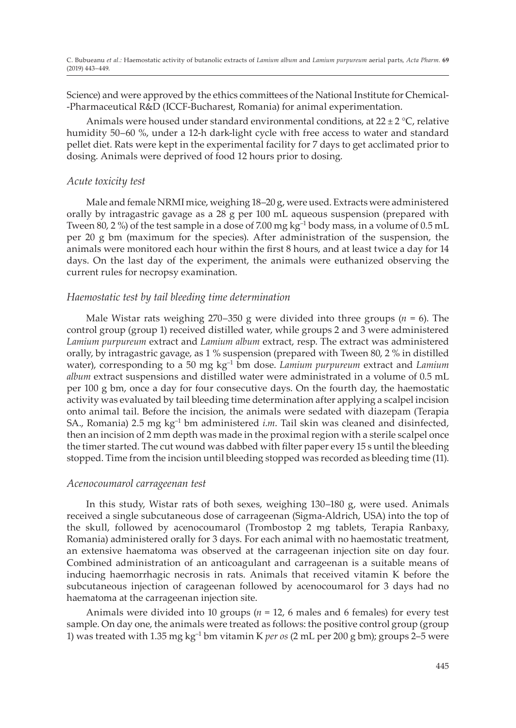Science) and were approved by the ethics committees of the National Institute for Chemical-Pharmaceutical R&D (ICCF-Bucharest, Romania) for animal experimentation.

Animals were housed under standard environmental conditions, at 22 ± 2 °C, relative humidity 50–60 %, under a 12-h dark-light cycle with free access to water and standard pellet diet. Rats were kept in the experimental facility for 7 days to get acclimated prior to dosing. Animals were deprived of food 12 hours prior to dosing.

### *Acute toxicity test*

Male and female NRMI mice, weighing 18–20 g, were used. Extracts were administered orally by intragastric gavage as a 28 g per 100 mL aqueous suspension (prepared with Tween 80, 2 %) of the test sample in a dose of 7.00 mg $kg^{-1}$ body mass, in a volume of 0.5 mL per 20 g bm (maximum for the species). After administration of the suspension, the animals were monitored each hour within the first 8 hours, and at least twice a day for 14 days. On the last day of the experiment, the animals were euthanized observing the current rules for necropsy examination.

### *Haemostatic test by tail bleeding time determination*

Male Wistar rats weighing 270–350 g were divided into three groups ($n$ = 6). The control group (group 1) received distilled water, while groups 2 and 3 were administered *Lamium purpureum* extract and *Lamium album* extract, resp. The extract was administered orally, by intragastric gavage, as 1 % suspension (prepared with Tween 80, 2 % in distilled water), corresponding to a 50 mg $kg^{-1}$ bm dose. *Lamium purpureum* extract and *Lamium album* extract suspensions and distilled water were administrated in a volume of 0.5 mL per 100 g bm, once a day for four consecutive days. On the fourth day, the haemostatic activity was evaluated by tail bleeding time determination after applying a scalpel incision onto animal tail. Before the incision, the animals were sedated with diazepam (Terapia SA., Romania) 2.5 mg $kg^{-1}$ bm administered *i.m*. Tail skin was cleaned and disinfected, then an incision of 2 mm depth was made in the proximal region with a sterile scalpel once the timer started. The cut wound was dabbed with filter paper every 15 s until the bleeding stopped. Time from the incision until bleeding stopped was recorded as bleeding time (11).

### *Acenocoumarol carrageenan test*

In this study, Wistar rats of both sexes, weighing 130–180 g, were used. Animals received a single subcutaneous dose of carrageenan (Sigma-Aldrich, USA) into the top of the skull, followed by acenocoumarol (Trombostop 2 mg tablets, Terapia Ranbaxy, Romania) administered orally for 3 days. For each animal with no haemostatic treatment, an extensive haematoma was observed at the carrageenan injection site on day four. Combined administration of an anticoagulant and carrageenan is a suitable means of inducing haemorrhagic necrosis in rats. Animals that received vitamin K before the subcutaneous injection of carageenan followed by acenocoumarol for 3 days had no haematoma at the carrageenan injection site.

Animals were divided into 10 groups ($n$ = 12, 6 males and 6 females) for every test sample. On day one, the animals were treated as follows: the positive control group (group 1) was treated with 1.35 mg $kg^{-1}$ bm vitamin K *per os* (2 mL per 200 g bm); groups 2–5 were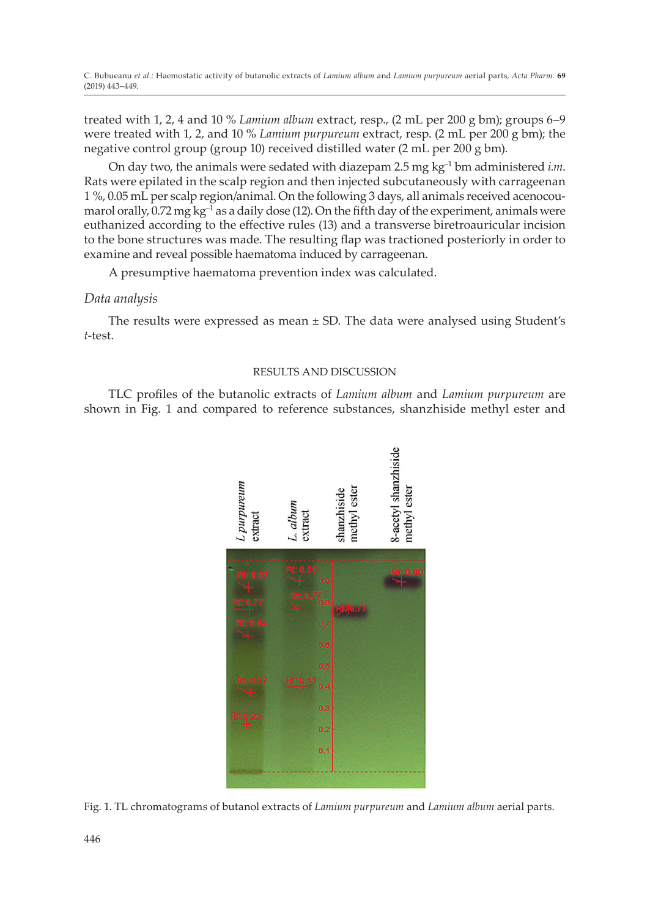treated with 1, 2, 4 and 10 % *Lamium album* extract, resp., (2 mL per 200 g bm); groups 6–9 were treated with 1, 2, and 10 % *Lamium purpureum* extract, resp. (2 mL per 200 g bm); the negative control group (group 10) received distilled water (2 mL per 200 g bm).

On day two, the animals were sedated with diazepam 2.5 mg $kg^{-1}$ bm administered *i.m.* Rats were epilated in the scalp region and then injected subcutaneously with carrageenan 1 %, 0.05 mL per scalp region/animal. On the following 3 days, all animals received acenocoumarol orally, 0.72 mg $kg^{-1}$ as a daily dose (12). On the fifth day of the experiment, animals were euthanized according to the effective rules (13) and a transverse biretroauricular incision to the bone structures was made. The resulting flap was tractioned posteriorly in order to examine and reveal possible haematoma induced by carrageenan.

A presumptive haematoma prevention index was calculated.

### *Data analysis*

The results were expressed as mean ± SD. The data were analysed using Student's *t*-test.

## RESULTS AND DISCUSSION

TLC profiles of the butanolic extracts of *Lamium album* and *Lamium purpureum* are shown in Fig. 1 and compared to reference substances, shanzhiside methyl ester and

Fig. 1. TL chromatograms of butanol extracts of *Lamium purpureum* and *Lamium album* aerial parts.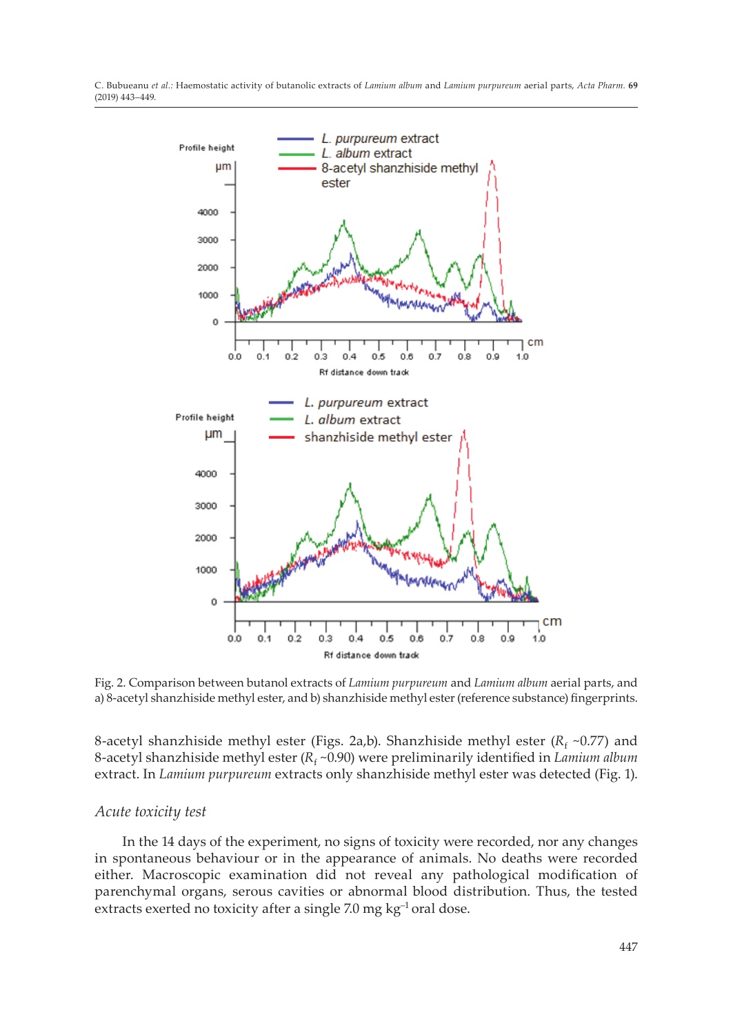Fig. 2. Comparison between butanol extracts of *Lamium purpureum* and *Lamium album* aerial parts, and a) 8-acetyl shanzhiside methyl ester, and b) shanzhiside methyl ester (reference substance) fingerprints.

8-acetyl shanzhiside methyl ester (Figs. 2a,b). Shanzhiside methyl ester ($R_f$ ~0.77) and 8-acetyl shanzhiside methyl ester ($R_f$ ~0.90) were preliminarily identified in *Lamium album* extract. In *Lamium purpureum* extracts only shanzhiside methyl ester was detected (Fig. 1).

### *Acute toxicity test*

In the 14 days of the experiment, no signs of toxicity were recorded, nor any changes in spontaneous behaviour or in the appearance of animals. No deaths were recorded either. Macroscopic examination did not reveal any pathological modification of parenchymal organs, serous cavities or abnormal blood distribution. Thus, the tested extracts exerted no toxicity after a single 7.0 mg $kg^{-1}$ oral dose.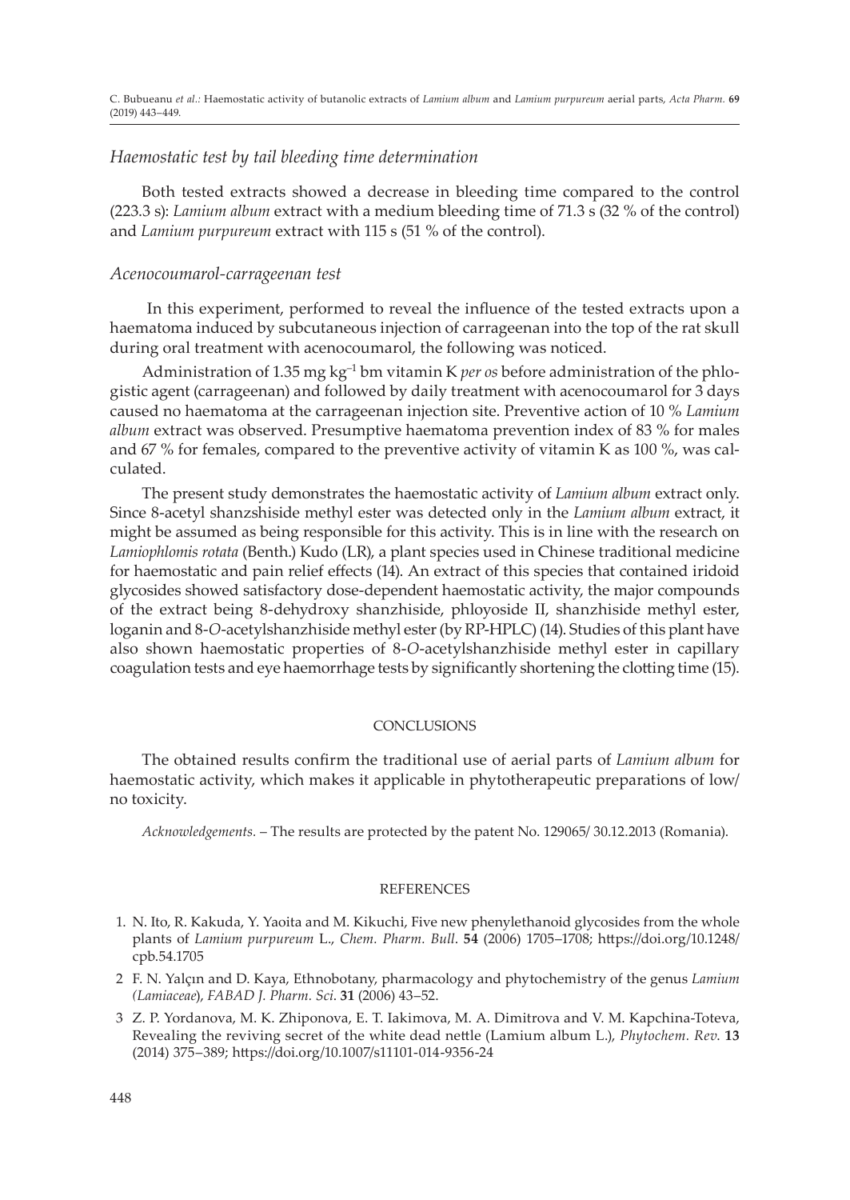### *Haemostatic test by tail bleeding time determination*

Both tested extracts showed a decrease in bleeding time compared to the control (223.3 s): *Lamium album* extract with a medium bleeding time of 71.3 s (32 % of the control) and *Lamium purpureum* extract with 115 s (51 % of the control).

### *Acenocoumarol-carrageenan test*

In this experiment, performed to reveal the influence of the tested extracts upon a haematoma induced by subcutaneous injection of carrageenan into the top of the rat skull during oral treatment with acenocoumarol, the following was noticed.

Administration of 1.35 mg $kg^{-1}$ bm vitamin K *per os* before administration of the phlogistic agent (carrageenan) and followed by daily treatment with acenocoumarol for 3 days caused no haematoma at the carrageenan injection site. Preventive action of 10 % *Lamium album* extract was observed. Presumptive haematoma prevention index of 83 % for males and 67 % for females, compared to the preventive activity of vitamin K as 100 %, was calculated.

The present study demonstrates the haemostatic activity of *Lamium album* extract only. Since 8-acetyl shanzshiside methyl ester was detected only in the *Lamium album* extract, it might be assumed as being responsible for this activity. This is in line with the research on *Lamiophlomis rotata* (Benth.) Kudo (LR), a plant species used in Chinese traditional medicine for haemostatic and pain relief effects (14). An extract of this species that contained iridoid glycosides showed satisfactory dose-dependent haemostatic activity, the major compounds of the extract being 8-dehydroxy shanzhiside, phloyoside II, shanzhiside methyl ester, loganin and 8-*O*-acetylshanzhiside methyl ester (by RP-HPLC) (14). Studies of this plant have also shown haemostatic properties of 8-*O*-acetylshanzhiside methyl ester in capillary coagulation tests and eye haemorrhage tests by significantly shortening the clotting time (15).

## CONCLUSIONS

The obtained results confirm the traditional use of aerial parts of *Lamium album* for haemostatic activity, which makes it applicable in phytotherapeutic preparations of low/no toxicity.

*Acknowledgements.* – The results are protected by the patent No. 129065/ 30.12.2013 (Romania).

## REFERENCES

1. N. Ito, R. Kakuda, Y. Yaoita and M. Kikuchi, Five new phenylethanoid glycosides from the whole plants of *Lamium purpureum* L., *Chem. Pharm. Bull*. **54** (2006) 1705–1708; https://doi.org/10.1248/cpb.54.1705
2. F. N. Yalçın and D. Kaya, Ethnobotany, pharmacology and phytochemistry of the genus *Lamium (Lamiaceae)*, *FABAD J. Pharm. Sci*. **31** (2006) 43–52.
3. Z. P. Yordanova, M. K. Zhiponova, E. T. Iakimova, M. A. Dimitrova and V. M. Kapchina-Toteva, Revealing the reviving secret of the white dead nettle (Lamium album L.), *Phytochem. Rev*. **13** (2014) 375–389; https://doi.org/10.1007/s11101-014-9356-24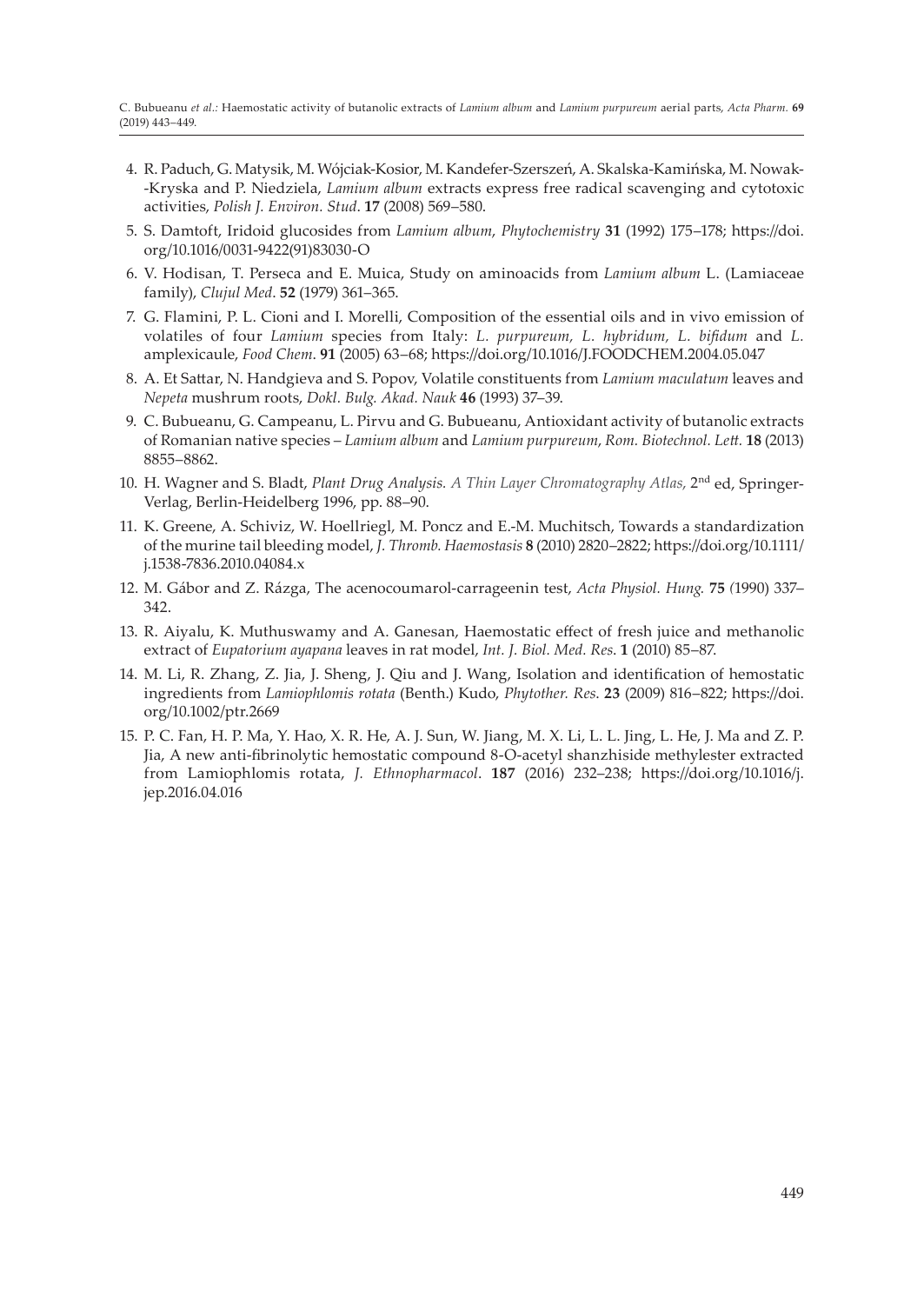4. R. Paduch, G. Matysik, M. Wójciak-Kosior, M. Kandefer-Szerszeń, A. Skalska-Kamińska, M. Nowak--Kryska and P. Niedziela, *Lamium album* extracts express free radical scavenging and cytotoxic activities, *Polish J. Environ. Stud*. **17** (2008) 569–580.
5. S. Damtoft, Iridoid glucosides from *Lamium album*, *Phytochemistry* **31** (1992) 175–178; https://doi.org/10.1016/0031-9422(91)83030-O
6. V. Hodisan, T. Perseca and E. Muica, Study on aminoacids from *Lamium album* L. (Lamiaceae family), *Clujul Med*. **52** (1979) 361–365.
7. G. Flamini, P. L. Cioni and I. Morelli, Composition of the essential oils and in vivo emission of volatiles of four *Lamium* species from Italy: *L. purpureum*, *L. hybridum*, *L. bifidum* and *L.* amplexicaule, *Food Chem*. **91** (2005) 63–68; https://doi.org/10.1016/J.FOODCHEM.2004.05.047
8. A. Et Sattar, N. Handgieva and S. Popov, Volatile constituents from *Lamium maculatum* leaves and *Nepeta* mushrum roots, *Dokl. Bulg. Akad. Nauk* **46** (1993) 37–39.
9. C. Bubueanu, G. Campeanu, L. Pirvu and G. Bubueanu, Antioxidant activity of butanolic extracts of Romanian native species – *Lamium album* and *Lamium purpureum*, *Rom. Biotechnol. Lett.* **18** (2013) 8855–8862.
10. H. Wagner and S. Bladt, *Plant Drug Analysis. A Thin Layer Chromatography Atlas,* 2nd ed, Springer-Verlag, Berlin-Heidelberg 1996, pp. 88–90.
11. K. Greene, A. Schiviz, W. Hoellriegl, M. Poncz and E.-M. Muchitsch, Towards a standardization of the murine tail bleeding model, *J. Thromb. Haemostasis* **8** (2010) 2820–2822; https://doi.org/10.1111/j.1538-7836.2010.04084.x
12. M. Gábor and Z. Rázga, The acenocoumarol-carrageenin test, *Acta Physiol. Hung.* **75** (1990) 337–342.
13. R. Aiyalu, K. Muthuswamy and A. Ganesan, Haemostatic effect of fresh juice and methanolic extract of *Eupatorium ayapana* leaves in rat model, *Int. J. Biol. Med. Res.* **1** (2010) 85–87.
14. M. Li, R. Zhang, Z. Jia, J. Sheng, J. Qiu and J. Wang, Isolation and identification of hemostatic ingredients from *Lamiophlomis rotata* (Benth.) Kudo, *Phytother. Res.* **23** (2009) 816–822; https://doi.org/10.1002/ptr.2669
15. P. C. Fan, H. P. Ma, Y. Hao, X. R. He, A. J. Sun, W. Jiang, M. X. Li, L. L. Jing, L. He, J. Ma and Z. P. Jia, A new anti-fibrinolytic hemostatic compound 8-O-acetyl shanzhiside methylester extracted from Lamiophlomis rotata, *J. Ethnopharmacol.* **187** (2016) 232–238; https://doi.org/10.1016/j.jep.2016.04.016